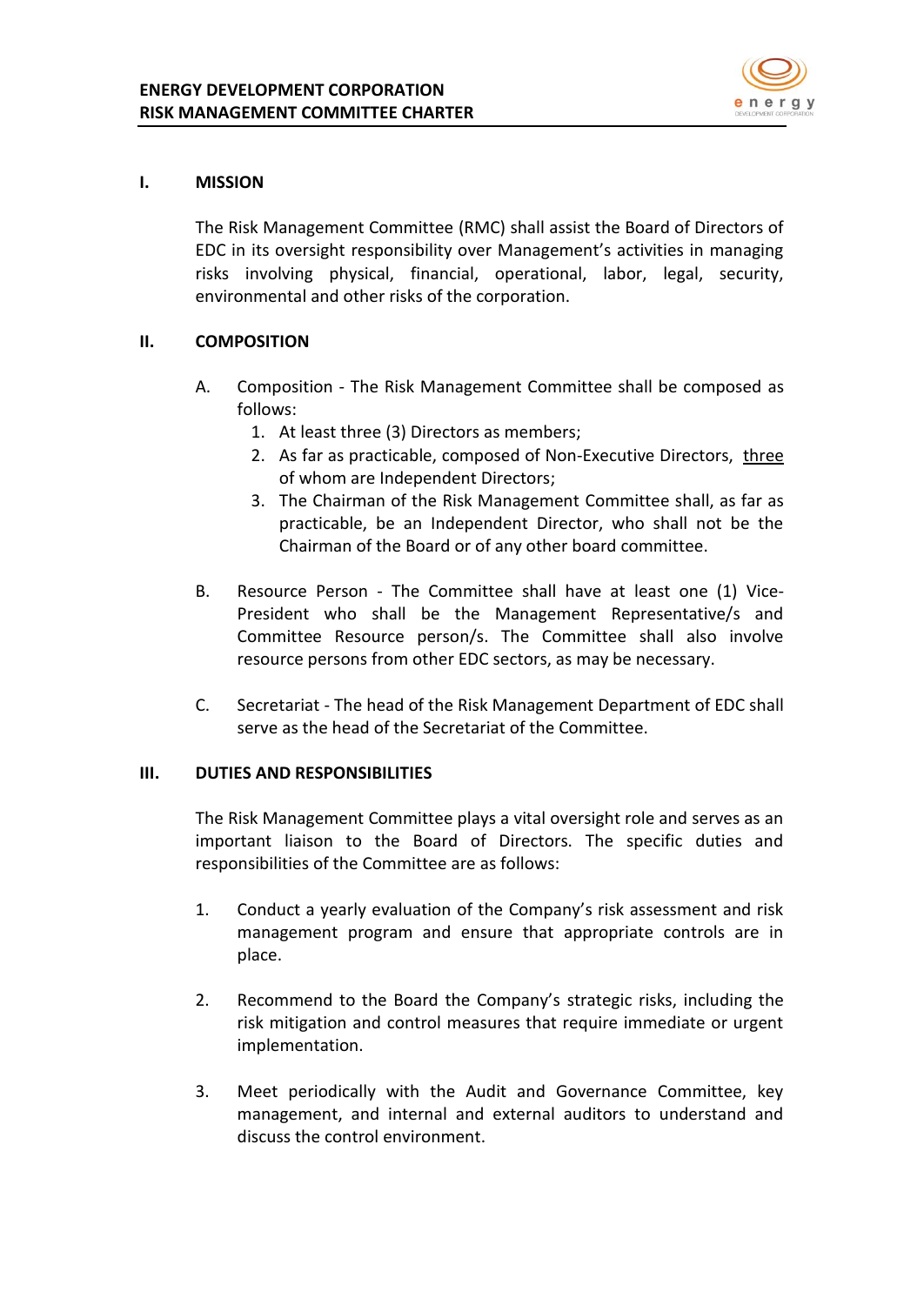# ENERGY DEVELOPMENT CORPORATION
# RISK MANAGEMENT COMMITTEE CHARTER

## I. MISSION

The Risk Management Committee (RMC) shall assist the Board of Directors of EDC in its oversight responsibility over Management's activities in managing risks involving physical, financial, operational, labor, legal, security, environmental and other risks of the corporation.

## II. COMPOSITION

A. Composition - The Risk Management Committee shall be composed as follows:

1. At least three (3) Directors as members;
2. As far as practicable, composed of Non-Executive Directors, <u>three</u> of whom are Independent Directors;
3. The Chairman of the Risk Management Committee shall, as far as practicable, be an Independent Director, who shall not be the Chairman of the Board or of any other board committee.

B. Resource Person - The Committee shall have at least one (1) Vice-President who shall be the Management Representative/s and Committee Resource person/s. The Committee shall also involve resource persons from other EDC sectors, as may be necessary.

C. Secretariat - The head of the Risk Management Department of EDC shall serve as the head of the Secretariat of the Committee.

## III. DUTIES AND RESPONSIBILITIES

The Risk Management Committee plays a vital oversight role and serves as an important liaison to the Board of Directors. The specific duties and responsibilities of the Committee are as follows:

1. Conduct a yearly evaluation of the Company's risk assessment and risk management program and ensure that appropriate controls are in place.

2. Recommend to the Board the Company's strategic risks, including the risk mitigation and control measures that require immediate or urgent implementation.

3. Meet periodically with the Audit and Governance Committee, key management, and internal and external auditors to understand and discuss the control environment.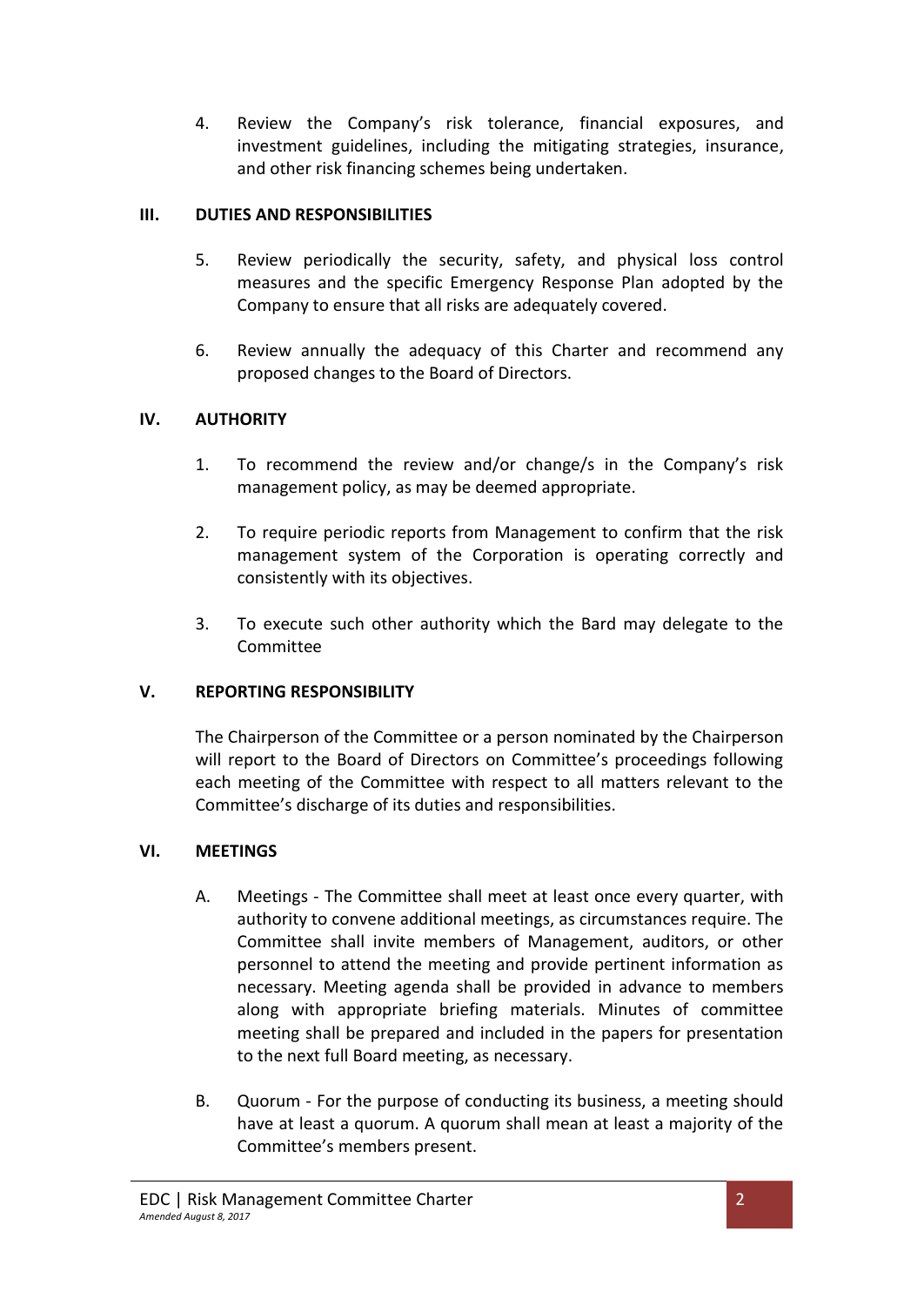4. Review the Company's risk tolerance, financial exposures, and investment guidelines, including the mitigating strategies, insurance, and other risk financing schemes being undertaken.

## III. DUTIES AND RESPONSIBILITIES

5. Review periodically the security, safety, and physical loss control measures and the specific Emergency Response Plan adopted by the Company to ensure that all risks are adequately covered.

6. Review annually the adequacy of this Charter and recommend any proposed changes to the Board of Directors.

## IV. AUTHORITY

1. To recommend the review and/or change/s in the Company's risk management policy, as may be deemed appropriate.

2. To require periodic reports from Management to confirm that the risk management system of the Corporation is operating correctly and consistently with its objectives.

3. To execute such other authority which the Bard may delegate to the Committee

## V. REPORTING RESPONSIBILITY

The Chairperson of the Committee or a person nominated by the Chairperson will report to the Board of Directors on Committee's proceedings following each meeting of the Committee with respect to all matters relevant to the Committee's discharge of its duties and responsibilities.

## VI. MEETINGS

A. Meetings - The Committee shall meet at least once every quarter, with authority to convene additional meetings, as circumstances require. The Committee shall invite members of Management, auditors, or other personnel to attend the meeting and provide pertinent information as necessary. Meeting agenda shall be provided in advance to members along with appropriate briefing materials. Minutes of committee meeting shall be prepared and included in the papers for presentation to the next full Board meeting, as necessary.

B. Quorum - For the purpose of conducting its business, a meeting should have at least a quorum. A quorum shall mean at least a majority of the Committee's members present.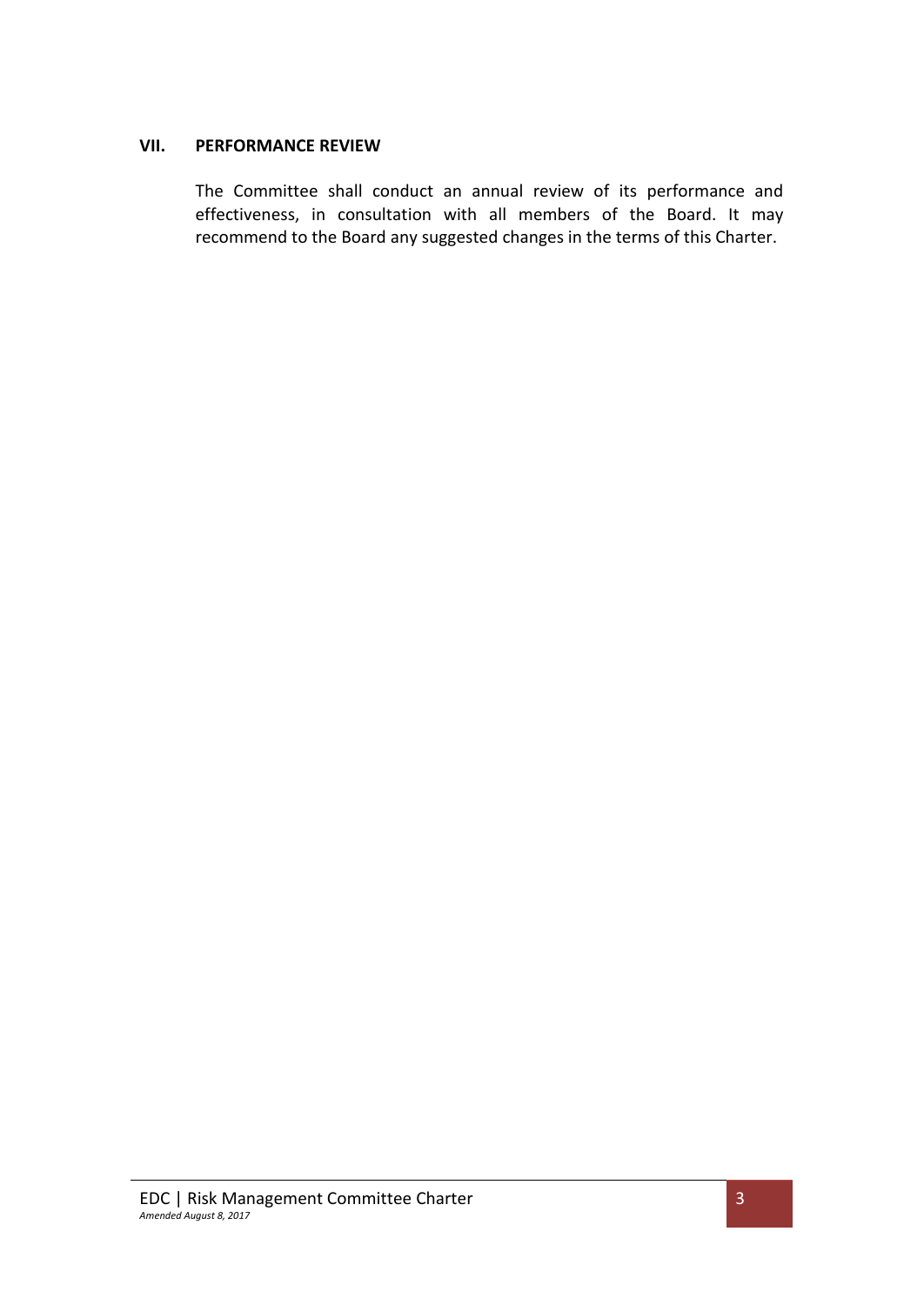## VII. PERFORMANCE REVIEW

The Committee shall conduct an annual review of its performance and effectiveness, in consultation with all members of the Board. It may recommend to the Board any suggested changes in the terms of this Charter.